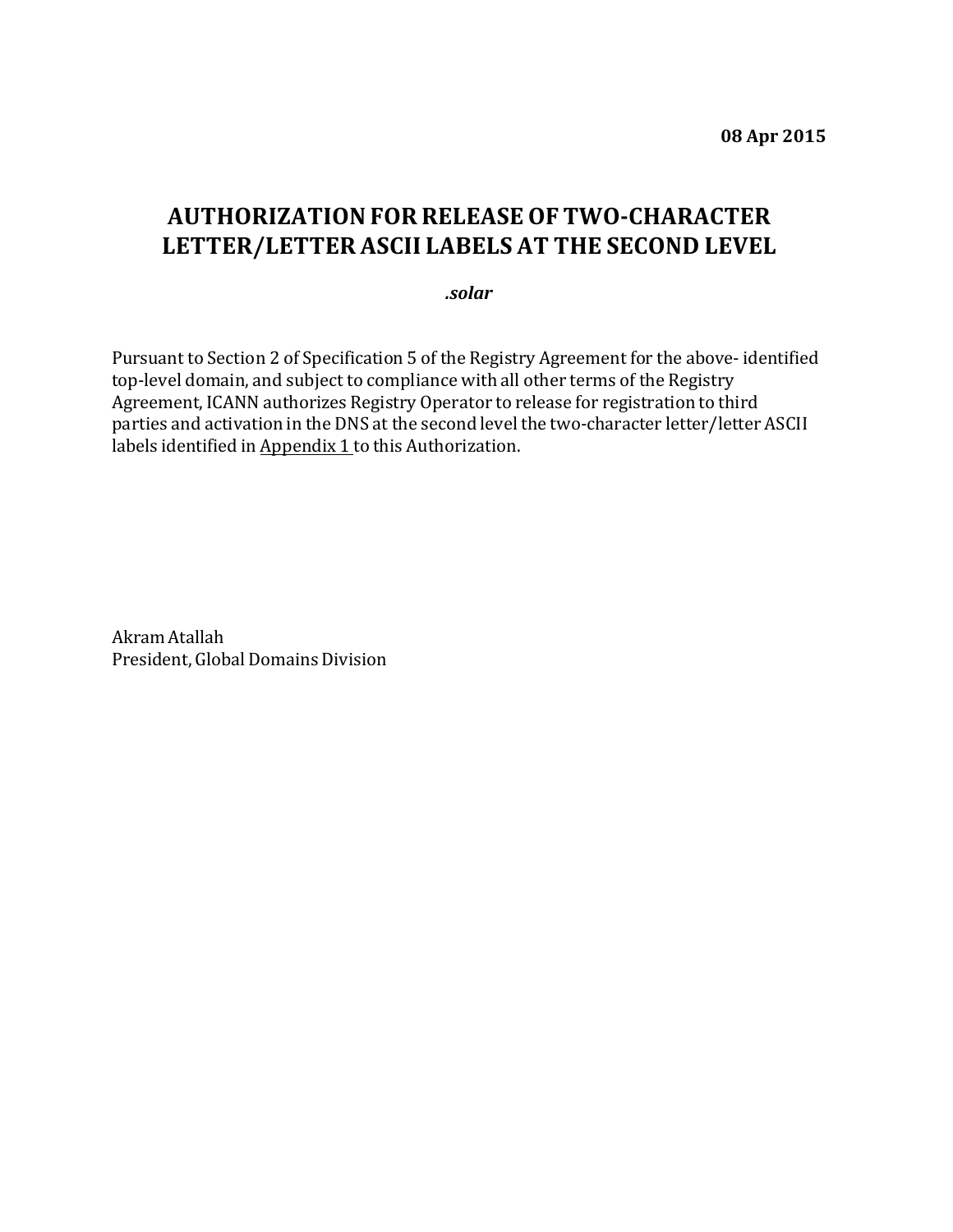**08 Apr 2015**

# AUTHORIZATION FOR RELEASE OF TWO-CHARACTER LETTER/LETTER ASCII LABELS AT THE SECOND LEVEL

***.solar***

Pursuant to Section 2 of Specification 5 of the Registry Agreement for the above- identified top-level domain, and subject to compliance with all other terms of the Registry Agreement, ICANN authorizes Registry Operator to release for registration to third parties and activation in the DNS at the second level the two-character letter/letter ASCII labels identified in Appendix 1 to this Authorization.

Akram Atallah
President, Global Domains Division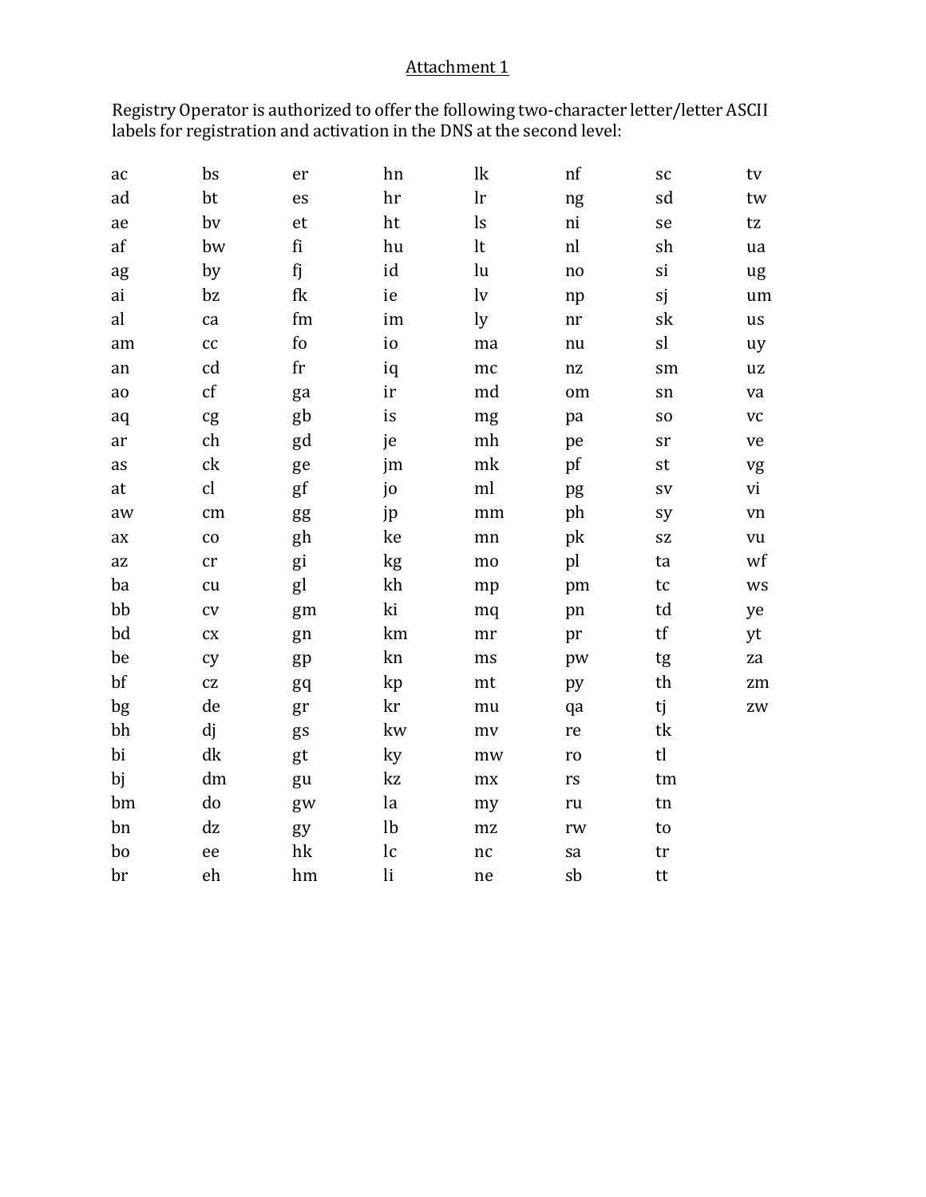Attachment 1

Registry Operator is authorized to offer the following two-character letter/letter ASCII labels for registration and activation in the DNS at the second level:

| | | | | | | | |
|---|---|---|---|---|---|---|---|
| ac | bs | er | hn | lk | nf | sc | tv |
| ad | bt | es | hr | lr | ng | sd | tw |
| ae | bv | et | ht | ls | ni | se | tz |
| af | bw | fi | hu | lt | nl | sh | ua |
| ag | by | fj | id | lu | no | si | ug |
| ai | bz | fk | ie | lv | np | sj | um |
| al | ca | fm | im | ly | nr | sk | us |
| am | cc | fo | io | ma | nu | sl | uy |
| an | cd | fr | iq | mc | nz | sm | uz |
| ao | cf | ga | ir | md | om | sn | va |
| aq | cg | gb | is | mg | pa | so | vc |
| ar | ch | gd | je | mh | pe | sr | ve |
| as | ck | ge | jm | mk | pf | st | vg |
| at | cl | gf | jo | ml | pg | sv | vi |
| aw | cm | gg | jp | mm | ph | sy | vn |
| ax | co | gh | ke | mn | pk | sz | vu |
| az | cr | gi | kg | mo | pl | ta | wf |
| ba | cu | gl | kh | mp | pm | tc | ws |
| bb | cv | gm | ki | mq | pn | td | ye |
| bd | cx | gn | km | mr | pr | tf | yt |
| be | cy | gp | kn | ms | pw | tg | za |
| bf | cz | gq | kp | mt | py | th | zm |
| bg | de | gr | kr | mu | qa | tj | zw |
| bh | dj | gs | kw | mv | re | tk | |
| bi | dk | gt | ky | mw | ro | tl | |
| bj | dm | gu | kz | mx | rs | tm | |
| bm | do | gw | la | my | ru | tn | |
| bn | dz | gy | lb | mz | rw | to | |
| bo | ee | hk | lc | nc | sa | tr | |
| br | eh | hm | li | ne | sb | tt | |